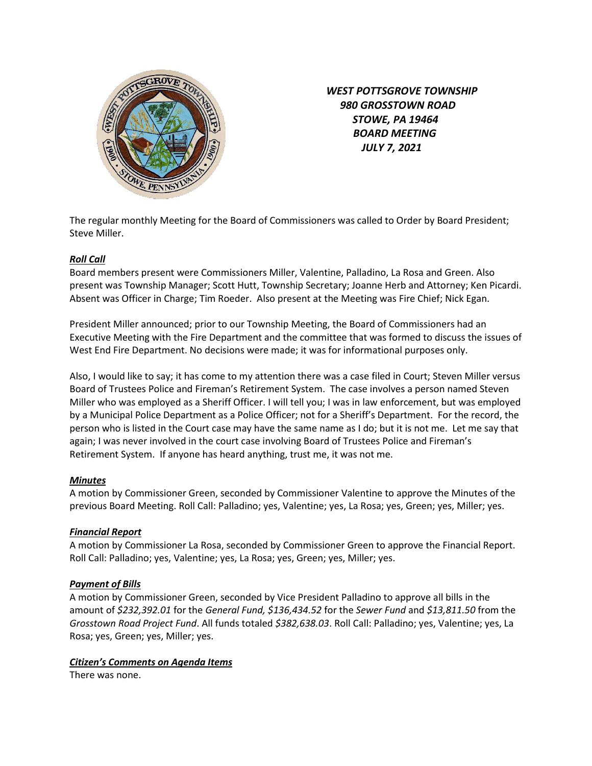**_WEST POTTSGROVE TOWNSHIP_**
**_980 GROSSTOWN ROAD_**
**_STOWE, PA 19464_**
**_BOARD MEETING_**
**_JULY 7, 2021_**

The regular monthly Meeting for the Board of Commissioners was called to Order by Board President; Steve Miller.

***Roll Call***

Board members present were Commissioners Miller, Valentine, Palladino, La Rosa and Green. Also present was Township Manager; Scott Hutt, Township Secretary; Joanne Herb and Attorney; Ken Picardi. Absent was Officer in Charge; Tim Roeder. Also present at the Meeting was Fire Chief; Nick Egan.

President Miller announced; prior to our Township Meeting, the Board of Commissioners had an Executive Meeting with the Fire Department and the committee that was formed to discuss the issues of West End Fire Department. No decisions were made; it was for informational purposes only.

Also, I would like to say; it has come to my attention there was a case filed in Court; Steven Miller versus Board of Trustees Police and Fireman's Retirement System. The case involves a person named Steven Miller who was employed as a Sheriff Officer. I will tell you; I was in law enforcement, but was employed by a Municipal Police Department as a Police Officer; not for a Sheriff's Department. For the record, the person who is listed in the Court case may have the same name as I do; but it is not me. Let me say that again; I was never involved in the court case involving Board of Trustees Police and Fireman's Retirement System. If anyone has heard anything, trust me, it was not me.

***Minutes***

A motion by Commissioner Green, seconded by Commissioner Valentine to approve the Minutes of the previous Board Meeting. Roll Call: Palladino; yes, Valentine; yes, La Rosa; yes, Green; yes, Miller; yes.

***Financial Report***

A motion by Commissioner La Rosa, seconded by Commissioner Green to approve the Financial Report. Roll Call: Palladino; yes, Valentine; yes, La Rosa; yes, Green; yes, Miller; yes.

***Payment of Bills***

A motion by Commissioner Green, seconded by Vice President Palladino to approve all bills in the amount of *$232,392.01* for the *General Fund, $136,434.52* for the *Sewer Fund* and *$13,811.50* from the *Grosstown Road Project Fund*. All funds totaled *$382,638.03*. Roll Call: Palladino; yes, Valentine; yes, La Rosa; yes, Green; yes, Miller; yes.

***Citizen's Comments on Agenda Items***

There was none.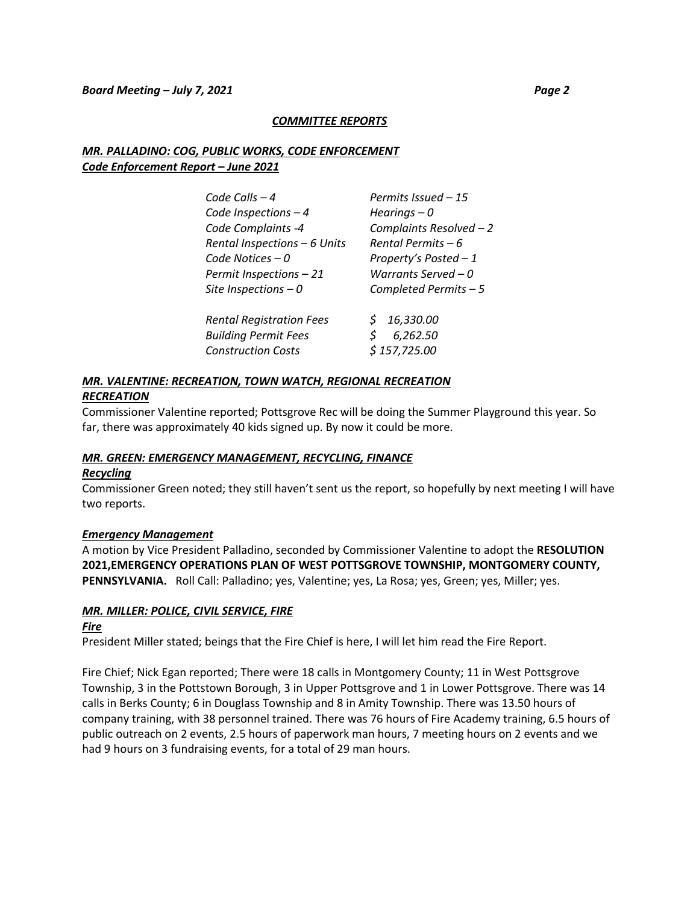## *COMMITTEE REPORTS*

### *MR. PALLADINO: COG, PUBLIC WORKS, CODE ENFORCEMENT*
### *Code Enforcement Report – June 2021*

| | |
|---|---|
| *Code Calls – 4* | *Permits Issued – 15* |
| *Code Inspections – 4* | *Hearings – 0* |
| *Code Complaints -4* | *Complaints Resolved – 2* |
| *Rental Inspections – 6 Units* | *Rental Permits – 6* |
| *Code Notices – 0* | *Property's Posted – 1* |
| *Permit Inspections – 21* | *Warrants Served – 0* |
| *Site Inspections – 0* | *Completed Permits – 5* |

| | |
|---|---|
| *Rental Registration Fees* | *$ 16,330.00* |
| *Building Permit Fees* | *$ 6,262.50* |
| *Construction Costs* | *$ 157,725.00* |

### *MR. VALENTINE: RECREATION, TOWN WATCH, REGIONAL RECREATION*
#### *RECREATION*

Commissioner Valentine reported; Pottsgrove Rec will be doing the Summer Playground this year. So far, there was approximately 40 kids signed up. By now it could be more.

### *MR. GREEN: EMERGENCY MANAGEMENT, RECYCLING, FINANCE*
#### *Recycling*

Commissioner Green noted; they still haven't sent us the report, so hopefully by next meeting I will have two reports.

#### *Emergency Management*

A motion by Vice President Palladino, seconded by Commissioner Valentine to adopt the **RESOLUTION 2021,EMERGENCY OPERATIONS PLAN OF WEST POTTSGROVE TOWNSHIP, MONTGOMERY COUNTY, PENNSYLVANIA.** Roll Call: Palladino; yes, Valentine; yes, La Rosa; yes, Green; yes, Miller; yes.

### *MR. MILLER: POLICE, CIVIL SERVICE, FIRE*
#### *Fire*

President Miller stated; beings that the Fire Chief is here, I will let him read the Fire Report.

Fire Chief; Nick Egan reported; There were 18 calls in Montgomery County; 11 in West Pottsgrove Township, 3 in the Pottstown Borough, 3 in Upper Pottsgrove and 1 in Lower Pottsgrove. There was 14 calls in Berks County; 6 in Douglass Township and 8 in Amity Township. There was 13.50 hours of company training, with 38 personnel trained. There was 76 hours of Fire Academy training, 6.5 hours of public outreach on 2 events, 2.5 hours of paperwork man hours, 7 meeting hours on 2 events and we had 9 hours on 3 fundraising events, for a total of 29 man hours.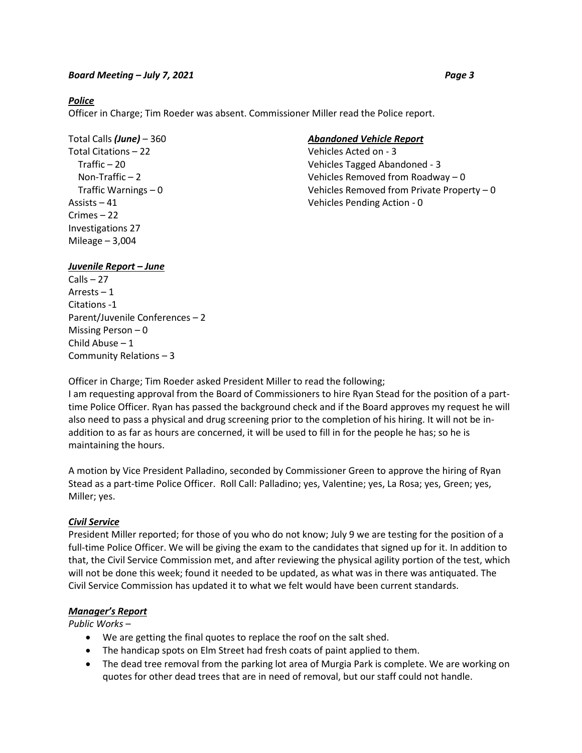***Police***

Officer in Charge; Tim Roeder was absent. Commissioner Miller read the Police report.

Total Calls ***(June)*** – 360
Total Citations – 22
  Traffic – 20
  Non-Traffic – 2
  Traffic Warnings – 0
Assists – 41
Crimes – 22
Investigations 27
Mileage – 3,004

***Abandoned Vehicle Report***

Vehicles Acted on - 3
Vehicles Tagged Abandoned - 3
Vehicles Removed from Roadway – 0
Vehicles Removed from Private Property – 0
Vehicles Pending Action - 0

***Juvenile Report – June***

Calls – 27
Arrests – 1
Citations -1
Parent/Juvenile Conferences – 2
Missing Person – 0
Child Abuse – 1
Community Relations – 3

Officer in Charge; Tim Roeder asked President Miller to read the following;
I am requesting approval from the Board of Commissioners to hire Ryan Stead for the position of a part-time Police Officer. Ryan has passed the background check and if the Board approves my request he will also need to pass a physical and drug screening prior to the completion of his hiring. It will not be in-addition to as far as hours are concerned, it will be used to fill in for the people he has; so he is maintaining the hours.

A motion by Vice President Palladino, seconded by Commissioner Green to approve the hiring of Ryan Stead as a part-time Police Officer. Roll Call: Palladino; yes, Valentine; yes, La Rosa; yes, Green; yes, Miller; yes.

***Civil Service***

President Miller reported; for those of you who do not know; July 9 we are testing for the position of a full-time Police Officer. We will be giving the exam to the candidates that signed up for it. In addition to that, the Civil Service Commission met, and after reviewing the physical agility portion of the test, which will not be done this week; found it needed to be updated, as what was in there was antiquated. The Civil Service Commission has updated it to what we felt would have been current standards.

***Manager's Report***

*Public Works –*

- We are getting the final quotes to replace the roof on the salt shed.
- The handicap spots on Elm Street had fresh coats of paint applied to them.
- The dead tree removal from the parking lot area of Murgia Park is complete. We are working on quotes for other dead trees that are in need of removal, but our staff could not handle.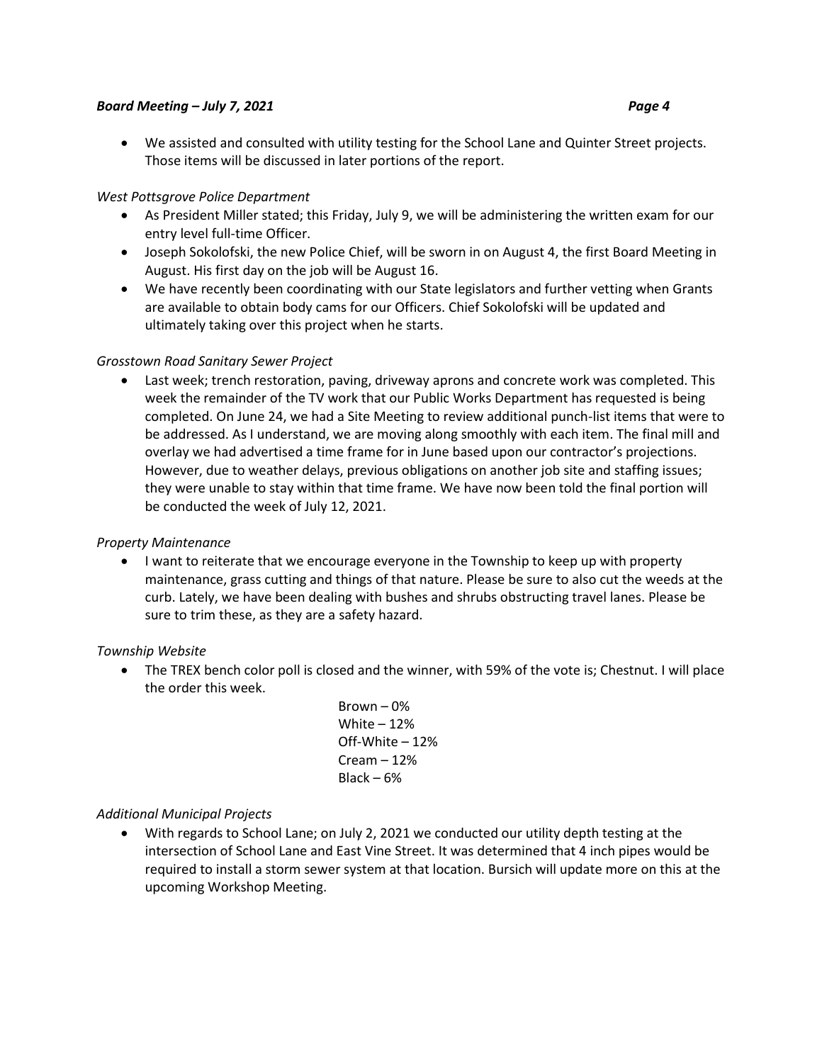- We assisted and consulted with utility testing for the School Lane and Quinter Street projects. Those items will be discussed in later portions of the report.

*West Pottsgrove Police Department*

- As President Miller stated; this Friday, July 9, we will be administering the written exam for our entry level full-time Officer.
- Joseph Sokolofski, the new Police Chief, will be sworn in on August 4, the first Board Meeting in August. His first day on the job will be August 16.
- We have recently been coordinating with our State legislators and further vetting when Grants are available to obtain body cams for our Officers. Chief Sokolofski will be updated and ultimately taking over this project when he starts.

*Grosstown Road Sanitary Sewer Project*

- Last week; trench restoration, paving, driveway aprons and concrete work was completed. This week the remainder of the TV work that our Public Works Department has requested is being completed. On June 24, we had a Site Meeting to review additional punch-list items that were to be addressed. As I understand, we are moving along smoothly with each item. The final mill and overlay we had advertised a time frame for in June based upon our contractor's projections. However, due to weather delays, previous obligations on another job site and staffing issues; they were unable to stay within that time frame. We have now been told the final portion will be conducted the week of July 12, 2021.

*Property Maintenance*

- I want to reiterate that we encourage everyone in the Township to keep up with property maintenance, grass cutting and things of that nature. Please be sure to also cut the weeds at the curb. Lately, we have been dealing with bushes and shrubs obstructing travel lanes. Please be sure to trim these, as they are a safety hazard.

*Township Website*

- The TREX bench color poll is closed and the winner, with 59% of the vote is; Chestnut. I will place the order this week.

  Brown – 0%
  White – 12%
  Off-White – 12%
  Cream – 12%
  Black – 6%

*Additional Municipal Projects*

- With regards to School Lane; on July 2, 2021 we conducted our utility depth testing at the intersection of School Lane and East Vine Street. It was determined that 4 inch pipes would be required to install a storm sewer system at that location. Bursich will update more on this at the upcoming Workshop Meeting.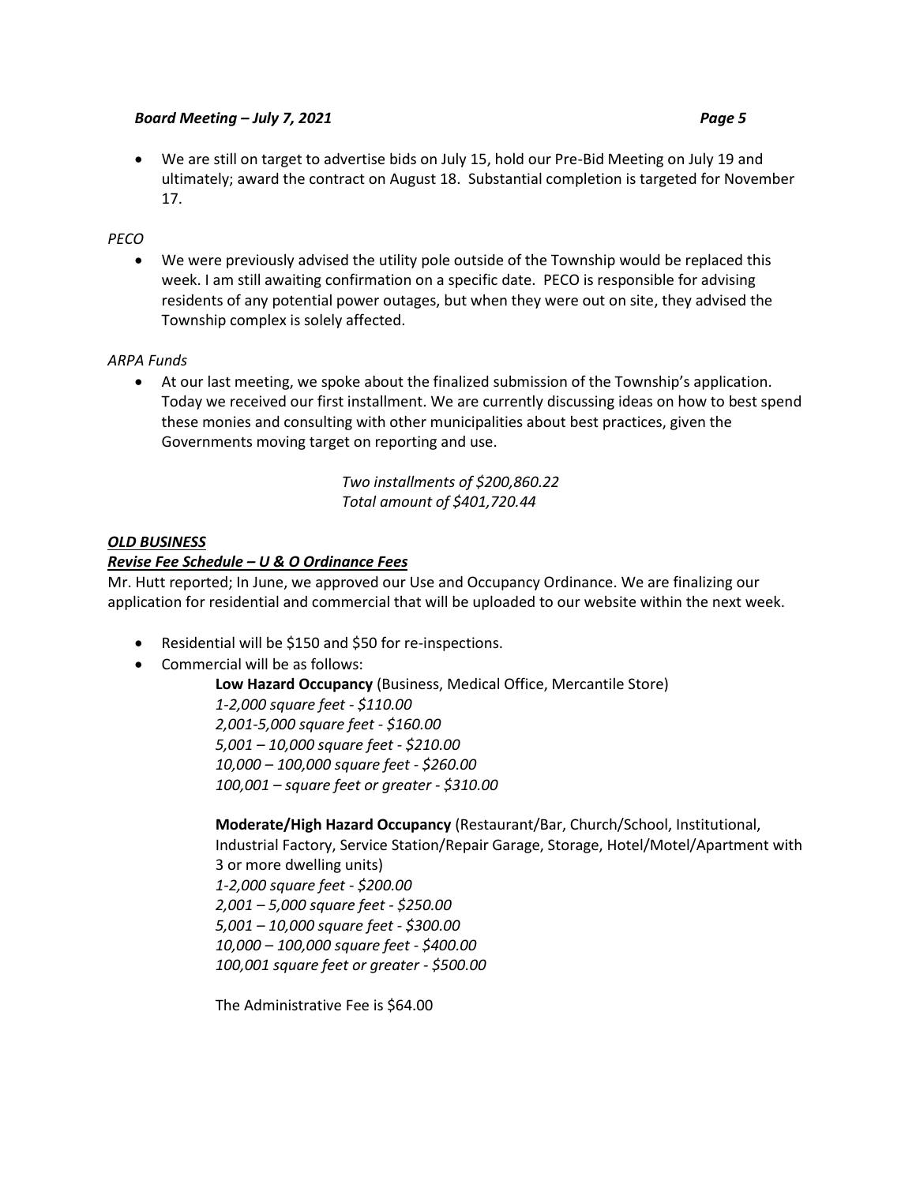- We are still on target to advertise bids on July 15, hold our Pre-Bid Meeting on July 19 and ultimately; award the contract on August 18. Substantial completion is targeted for November 17.

*PECO*

- We were previously advised the utility pole outside of the Township would be replaced this week. I am still awaiting confirmation on a specific date. PECO is responsible for advising residents of any potential power outages, but when they were out on site, they advised the Township complex is solely affected.

*ARPA Funds*

- At our last meeting, we spoke about the finalized submission of the Township's application. Today we received our first installment. We are currently discussing ideas on how to best spend these monies and consulting with other municipalities about best practices, given the Governments moving target on reporting and use.

*Two installments of $200,860.22*
*Total amount of $401,720.44*

***OLD BUSINESS***

***Revise Fee Schedule – U & O Ordinance Fees***

Mr. Hutt reported; In June, we approved our Use and Occupancy Ordinance. We are finalizing our application for residential and commercial that will be uploaded to our website within the next week.

- Residential will be $150 and $50 for re-inspections.
- Commercial will be as follows:

**Low Hazard Occupancy** (Business, Medical Office, Mercantile Store)
*1-2,000 square feet - $110.00*
*2,001-5,000 square feet - $160.00*
*5,001 – 10,000 square feet - $210.00*
*10,000 – 100,000 square feet - $260.00*
*100,001 – square feet or greater - $310.00*

**Moderate/High Hazard Occupancy** (Restaurant/Bar, Church/School, Institutional, Industrial Factory, Service Station/Repair Garage, Storage, Hotel/Motel/Apartment with 3 or more dwelling units)
*1-2,000 square feet - $200.00*
*2,001 – 5,000 square feet - $250.00*
*5,001 – 10,000 square feet - $300.00*
*10,000 – 100,000 square feet - $400.00*
*100,001 square feet or greater - $500.00*

The Administrative Fee is $64.00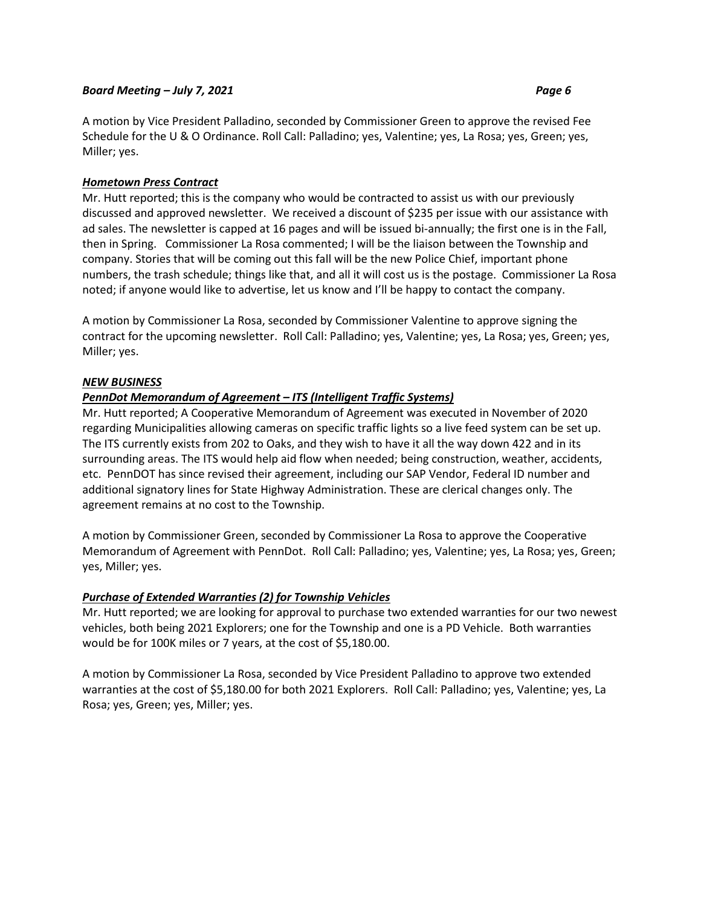A motion by Vice President Palladino, seconded by Commissioner Green to approve the revised Fee Schedule for the U & O Ordinance. Roll Call: Palladino; yes, Valentine; yes, La Rosa; yes, Green; yes, Miller; yes.

***Hometown Press Contract***

Mr. Hutt reported; this is the company who would be contracted to assist us with our previously discussed and approved newsletter. We received a discount of $235 per issue with our assistance with ad sales. The newsletter is capped at 16 pages and will be issued bi-annually; the first one is in the Fall, then in Spring. Commissioner La Rosa commented; I will be the liaison between the Township and company. Stories that will be coming out this fall will be the new Police Chief, important phone numbers, the trash schedule; things like that, and all it will cost us is the postage. Commissioner La Rosa noted; if anyone would like to advertise, let us know and I'll be happy to contact the company.

A motion by Commissioner La Rosa, seconded by Commissioner Valentine to approve signing the contract for the upcoming newsletter. Roll Call: Palladino; yes, Valentine; yes, La Rosa; yes, Green; yes, Miller; yes.

***NEW BUSINESS***

***PennDot Memorandum of Agreement – ITS (Intelligent Traffic Systems)***

Mr. Hutt reported; A Cooperative Memorandum of Agreement was executed in November of 2020 regarding Municipalities allowing cameras on specific traffic lights so a live feed system can be set up. The ITS currently exists from 202 to Oaks, and they wish to have it all the way down 422 and in its surrounding areas. The ITS would help aid flow when needed; being construction, weather, accidents, etc. PennDOT has since revised their agreement, including our SAP Vendor, Federal ID number and additional signatory lines for State Highway Administration. These are clerical changes only. The agreement remains at no cost to the Township.

A motion by Commissioner Green, seconded by Commissioner La Rosa to approve the Cooperative Memorandum of Agreement with PennDot. Roll Call: Palladino; yes, Valentine; yes, La Rosa; yes, Green; yes, Miller; yes.

***Purchase of Extended Warranties (2) for Township Vehicles***

Mr. Hutt reported; we are looking for approval to purchase two extended warranties for our two newest vehicles, both being 2021 Explorers; one for the Township and one is a PD Vehicle. Both warranties would be for 100K miles or 7 years, at the cost of $5,180.00.

A motion by Commissioner La Rosa, seconded by Vice President Palladino to approve two extended warranties at the cost of $5,180.00 for both 2021 Explorers. Roll Call: Palladino; yes, Valentine; yes, La Rosa; yes, Green; yes, Miller; yes.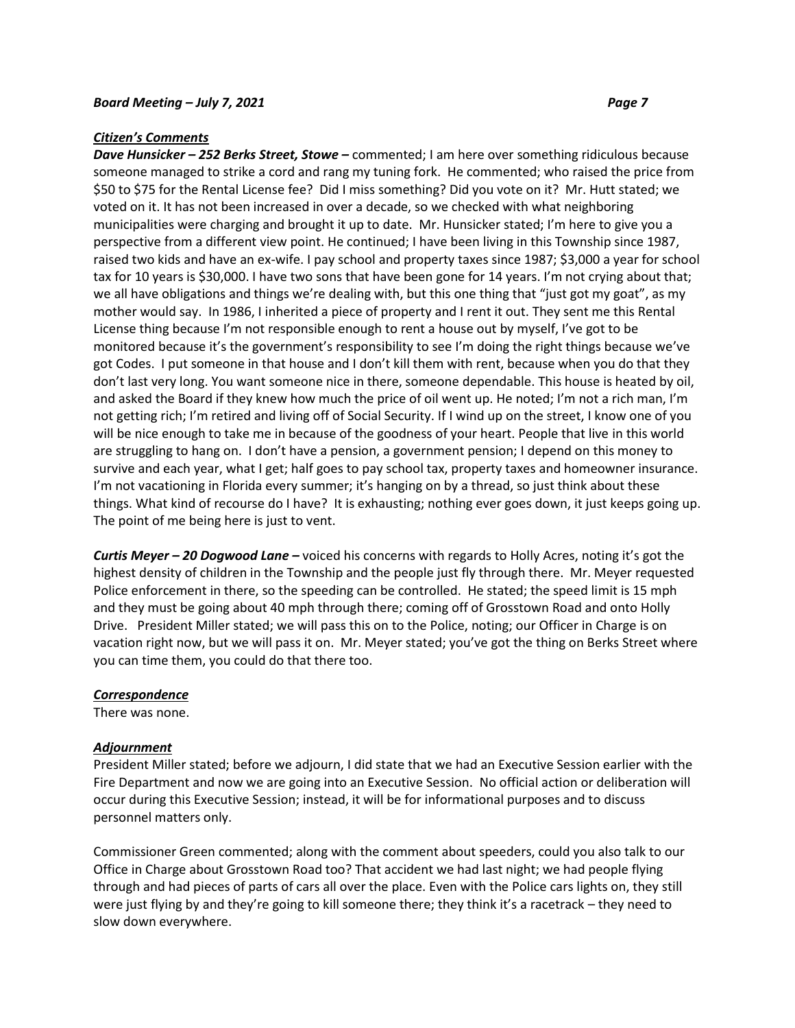### *Citizen's Comments*

***Dave Hunsicker – 252 Berks Street, Stowe –*** commented; I am here over something ridiculous because someone managed to strike a cord and rang my tuning fork. He commented; who raised the price from $50 to $75 for the Rental License fee? Did I miss something? Did you vote on it? Mr. Hutt stated; we voted on it. It has not been increased in over a decade, so we checked with what neighboring municipalities were charging and brought it up to date. Mr. Hunsicker stated; I'm here to give you a perspective from a different view point. He continued; I have been living in this Township since 1987, raised two kids and have an ex-wife. I pay school and property taxes since 1987; $3,000 a year for school tax for 10 years is $30,000. I have two sons that have been gone for 14 years. I'm not crying about that; we all have obligations and things we're dealing with, but this one thing that "just got my goat", as my mother would say. In 1986, I inherited a piece of property and I rent it out. They sent me this Rental License thing because I'm not responsible enough to rent a house out by myself, I've got to be monitored because it's the government's responsibility to see I'm doing the right things because we've got Codes. I put someone in that house and I don't kill them with rent, because when you do that they don't last very long. You want someone nice in there, someone dependable. This house is heated by oil, and asked the Board if they knew how much the price of oil went up. He noted; I'm not a rich man, I'm not getting rich; I'm retired and living off of Social Security. If I wind up on the street, I know one of you will be nice enough to take me in because of the goodness of your heart. People that live in this world are struggling to hang on. I don't have a pension, a government pension; I depend on this money to survive and each year, what I get; half goes to pay school tax, property taxes and homeowner insurance. I'm not vacationing in Florida every summer; it's hanging on by a thread, so just think about these things. What kind of recourse do I have? It is exhausting; nothing ever goes down, it just keeps going up. The point of me being here is just to vent.

***Curtis Meyer – 20 Dogwood Lane –*** voiced his concerns with regards to Holly Acres, noting it's got the highest density of children in the Township and the people just fly through there. Mr. Meyer requested Police enforcement in there, so the speeding can be controlled. He stated; the speed limit is 15 mph and they must be going about 40 mph through there; coming off of Grosstown Road and onto Holly Drive. President Miller stated; we will pass this on to the Police, noting; our Officer in Charge is on vacation right now, but we will pass it on. Mr. Meyer stated; you've got the thing on Berks Street where you can time them, you could do that there too.

### *Correspondence*

There was none.

### *Adjournment*

President Miller stated; before we adjourn, I did state that we had an Executive Session earlier with the Fire Department and now we are going into an Executive Session. No official action or deliberation will occur during this Executive Session; instead, it will be for informational purposes and to discuss personnel matters only.

Commissioner Green commented; along with the comment about speeders, could you also talk to our Office in Charge about Grosstown Road too? That accident we had last night; we had people flying through and had pieces of parts of cars all over the place. Even with the Police cars lights on, they still were just flying by and they're going to kill someone there; they think it's a racetrack – they need to slow down everywhere.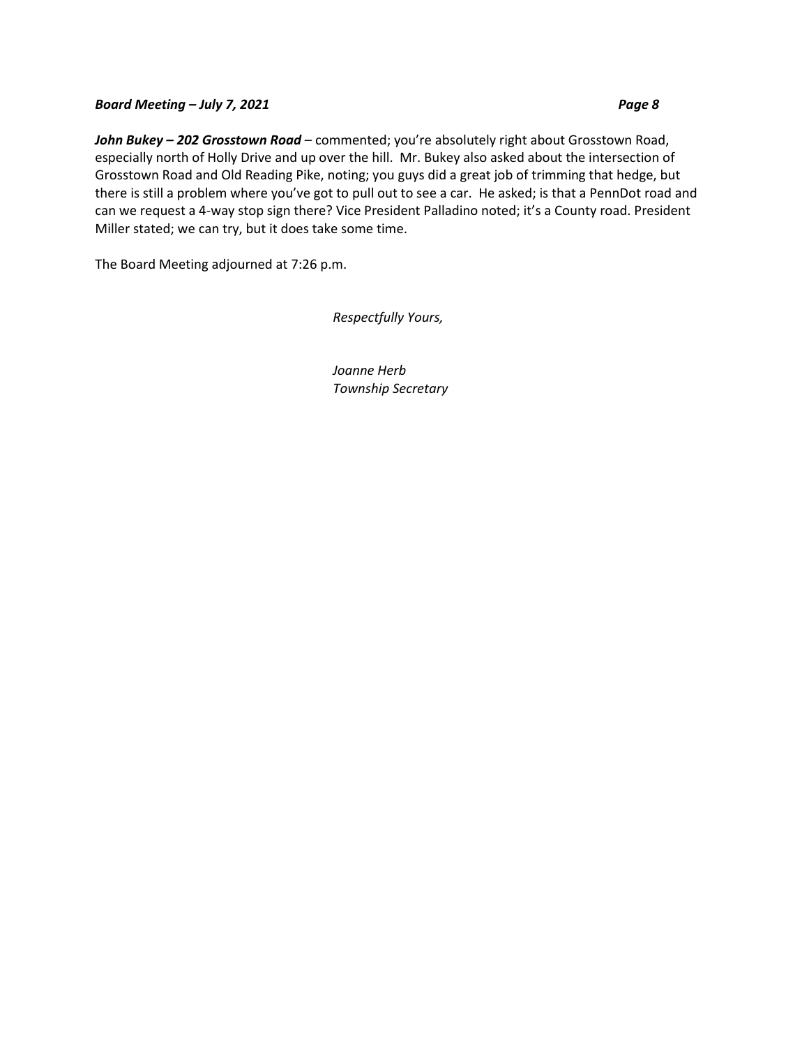***John Bukey – 202 Grosstown Road*** – commented; you're absolutely right about Grosstown Road, especially north of Holly Drive and up over the hill. Mr. Bukey also asked about the intersection of Grosstown Road and Old Reading Pike, noting; you guys did a great job of trimming that hedge, but there is still a problem where you've got to pull out to see a car. He asked; is that a PennDot road and can we request a 4-way stop sign there? Vice President Palladino noted; it's a County road. President Miller stated; we can try, but it does take some time.

The Board Meeting adjourned at 7:26 p.m.

*Respectfully Yours,*

*Joanne Herb*
*Township Secretary*